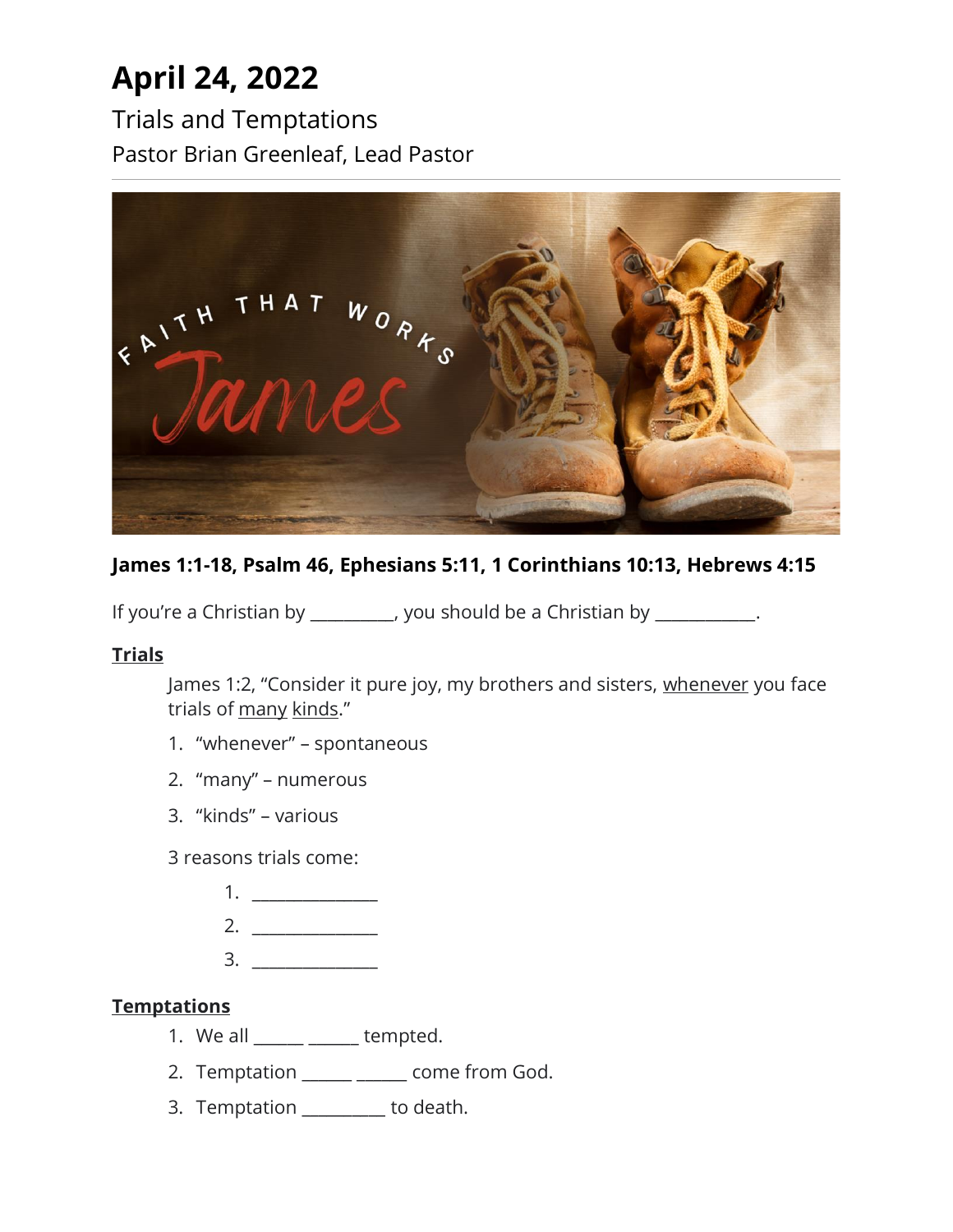# April 24, 2022

## Trials and Temptations

Pastor Brian Greenleaf, Lead Pastor

---

**James 1:1-18, Psalm 46, Ephesians 5:11, 1 Corinthians 10:13, Hebrews 4:15**

If you're a Christian by __________, you should be a Christian by ____________.

**<u>Trials</u>**

James 1:2, "Consider it pure joy, my brothers and sisters, <u>whenever</u> you face trials of <u>many</u> <u>kinds</u>."

1. "whenever" – spontaneous
2. "many" – numerous
3. "kinds" – various

3 reasons trials come:

1. _______________
2. _______________
3. _______________

**<u>Temptations</u>**

1. We all ______ ______ tempted.
2. Temptation ______ ______ come from God.
3. Temptation __________ to death.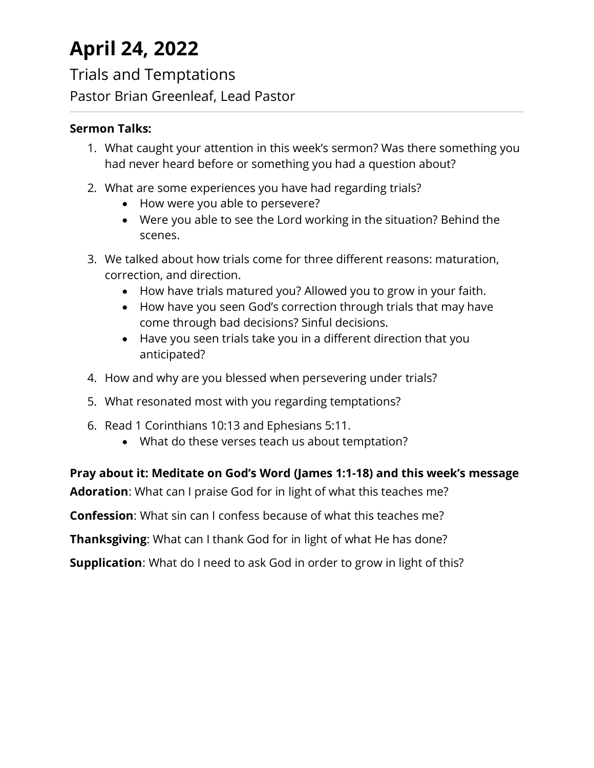# April 24, 2022

## Trials and Temptations

Pastor Brian Greenleaf, Lead Pastor

---

**Sermon Talks:**

1. What caught your attention in this week's sermon? Was there something you had never heard before or something you had a question about?
2. What are some experiences you have had regarding trials?
   - How were you able to persevere?
   - Were you able to see the Lord working in the situation? Behind the scenes.
3. We talked about how trials come for three different reasons: maturation, correction, and direction.
   - How have trials matured you? Allowed you to grow in your faith.
   - How have you seen God's correction through trials that may have come through bad decisions? Sinful decisions.
   - Have you seen trials take you in a different direction that you anticipated?
4. How and why are you blessed when persevering under trials?
5. What resonated most with you regarding temptations?
6. Read 1 Corinthians 10:13 and Ephesians 5:11.
   - What do these verses teach us about temptation?

**Pray about it: Meditate on God's Word (James 1:1-18) and this week's message**

**Adoration**: What can I praise God for in light of what this teaches me?

**Confession**: What sin can I confess because of what this teaches me?

**Thanksgiving**: What can I thank God for in light of what He has done?

**Supplication**: What do I need to ask God in order to grow in light of this?